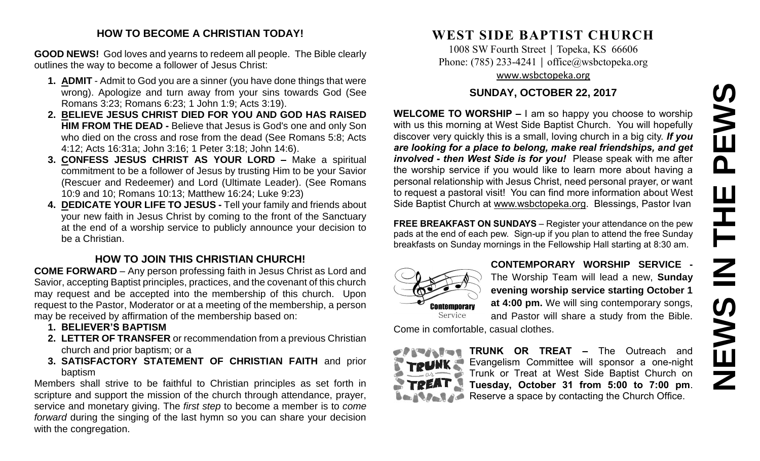## HOW TO BECOME A CHRISTIAN TODAY!

**GOOD NEWS!** God loves and yearns to redeem all people. The Bible clearly outlines the way to become a follower of Jesus Christ:

1. **ADMIT** - Admit to God you are a sinner (you have done things that were wrong). Apologize and turn away from your sins towards God (See Romans 3:23; Romans 6:23; 1 John 1:9; Acts 3:19).
2. **BELIEVE JESUS CHRIST DIED FOR YOU AND GOD HAS RAISED HIM FROM THE DEAD -** Believe that Jesus is God's one and only Son who died on the cross and rose from the dead (See Romans 5:8; Acts 4:12; Acts 16:31a; John 3:16; 1 Peter 3:18; John 14:6).
3. **CONFESS JESUS CHRIST AS YOUR LORD –** Make a spiritual commitment to be a follower of Jesus by trusting Him to be your Savior (Rescuer and Redeemer) and Lord (Ultimate Leader). (See Romans 10:9 and 10; Romans 10:13; Matthew 16:24; Luke 9:23)
4. **DEDICATE YOUR LIFE TO JESUS -** Tell your family and friends about your new faith in Jesus Christ by coming to the front of the Sanctuary at the end of a worship service to publicly announce your decision to be a Christian.

## HOW TO JOIN THIS CHRISTIAN CHURCH!

**COME FORWARD** – Any person professing faith in Jesus Christ as Lord and Savior, accepting Baptist principles, practices, and the covenant of this church may request and be accepted into the membership of this church. Upon request to the Pastor, Moderator or at a meeting of the membership, a person may be received by affirmation of the membership based on:

1. **BELIEVER'S BAPTISM**
2. **LETTER OF TRANSFER** or recommendation from a previous Christian church and prior baptism; or a
3. **SATISFACTORY STATEMENT OF CHRISTIAN FAITH** and prior baptism

Members shall strive to be faithful to Christian principles as set forth in scripture and support the mission of the church through attendance, prayer, service and monetary giving. The *first step* to become a member is to *come forward* during the singing of the last hymn so you can share your decision with the congregation.

# WEST SIDE BAPTIST CHURCH

1008 SW Fourth Street | Topeka, KS 66606
Phone: (785) 233-4241 | office@wsbctopeka.org
www.wsbctopeka.org

### SUNDAY, OCTOBER 22, 2017

**WELCOME TO WORSHIP –** I am so happy you choose to worship with us this morning at West Side Baptist Church. You will hopefully discover very quickly this is a small, loving church in a big city. ***If you are looking for a place to belong, make real friendships, and get involved - then West Side is for you!*** Please speak with me after the worship service if you would like to learn more about having a personal relationship with Jesus Christ, need personal prayer, or want to request a pastoral visit! You can find more information about West Side Baptist Church at www.wsbctopeka.org. Blessings, Pastor Ivan

**FREE BREAKFAST ON SUNDAYS** – Register your attendance on the pew pads at the end of each pew. Sign-up if you plan to attend the free Sunday breakfasts on Sunday mornings in the Fellowship Hall starting at 8:30 am.

**CONTEMPORARY WORSHIP SERVICE -** The Worship Team will lead a new, **Sunday evening worship service starting October 1 at 4:00 pm.** We will sing contemporary songs, and Pastor will share a study from the Bible. Come in comfortable, casual clothes.

**TRUNK OR TREAT –** The Outreach and Evangelism Committee will sponsor a one-night Trunk or Treat at West Side Baptist Church on **Tuesday, October 31 from 5:00 to 7:00 pm**. Reserve a space by contacting the Church Office.

# NEWS IN THE PEWS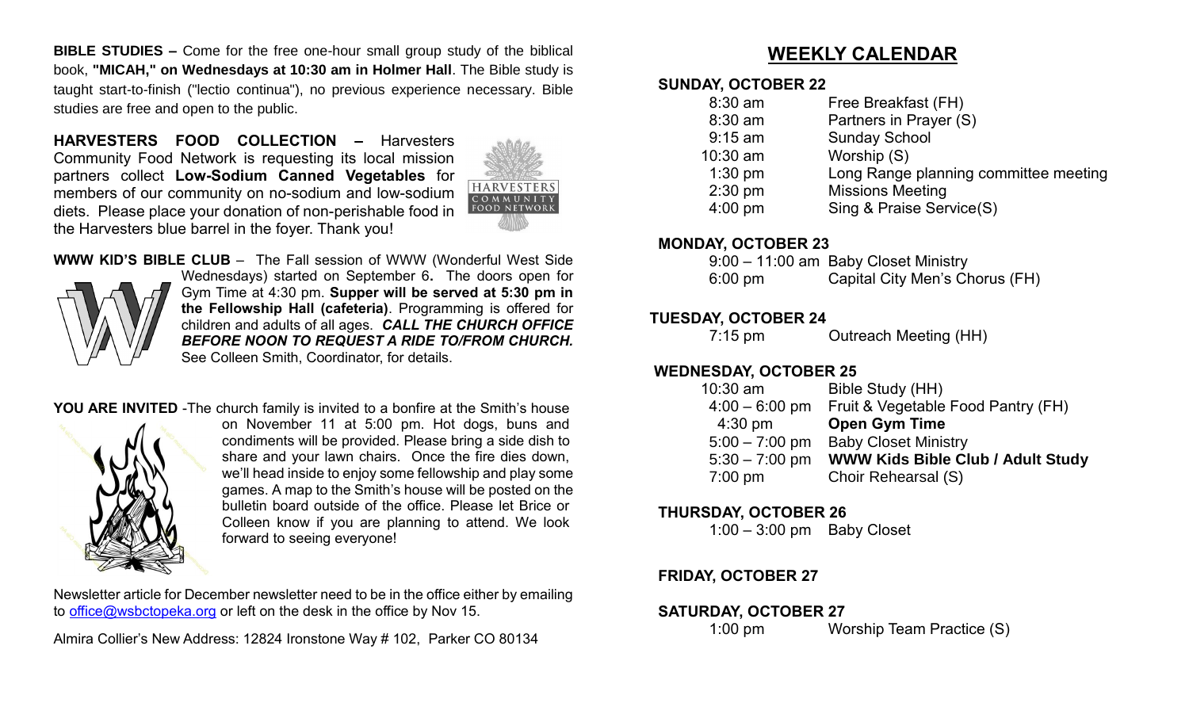**BIBLE STUDIES –** Come for the free one-hour small group study of the biblical book, **"MICAH," on Wednesdays at 10:30 am in Holmer Hall**. The Bible study is taught start-to-finish ("lectio continua"), no previous experience necessary. Bible studies are free and open to the public.

**HARVESTERS FOOD COLLECTION –** Harvesters Community Food Network is requesting its local mission partners collect **Low-Sodium Canned Vegetables** for members of our community on no-sodium and low-sodium diets. Please place your donation of non-perishable food in the Harvesters blue barrel in the foyer. Thank you!

**WWW KID'S BIBLE CLUB** – The Fall session of WWW (Wonderful West Side Wednesdays) started on September 6**.** The doors open for Gym Time at 4:30 pm. **Supper will be served at 5:30 pm in the Fellowship Hall (cafeteria)**. Programming is offered for children and adults of all ages. ***CALL THE CHURCH OFFICE BEFORE NOON TO REQUEST A RIDE TO/FROM CHURCH.*** See Colleen Smith, Coordinator, for details.

**YOU ARE INVITED** -The church family is invited to a bonfire at the Smith's house on November 11 at 5:00 pm. Hot dogs, buns and condiments will be provided. Please bring a side dish to share and your lawn chairs. Once the fire dies down, we'll head inside to enjoy some fellowship and play some games. A map to the Smith's house will be posted on the bulletin board outside of the office. Please let Brice or Colleen know if you are planning to attend. We look forward to seeing everyone!

Newsletter article for December newsletter need to be in the office either by emailing to office@wsbctopeka.org or left on the desk in the office by Nov 15.

Almira Collier's New Address: 12824 Ironstone Way # 102, Parker CO 80134

# WEEKLY CALENDAR

## SUNDAY, OCTOBER 22

| | |
|---|---|
| 8:30 am | Free Breakfast (FH) |
| 8:30 am | Partners in Prayer (S) |
| 9:15 am | Sunday School |
| 10:30 am | Worship (S) |
| 1:30 pm | Long Range planning committee meeting |
| 2:30 pm | Missions Meeting |
| 4:00 pm | Sing & Praise Service(S) |

## MONDAY, OCTOBER 23

| | |
|---|---|
| 9:00 – 11:00 am | Baby Closet Ministry |
| 6:00 pm | Capital City Men's Chorus (FH) |

## TUESDAY, OCTOBER 24

| | |
|---|---|
| 7:15 pm | Outreach Meeting (HH) |

## WEDNESDAY, OCTOBER 25

| | |
|---|---|
| 10:30 am | Bible Study (HH) |
| 4:00 – 6:00 pm | Fruit & Vegetable Food Pantry (FH) |
| 4:30 pm | **Open Gym Time** |
| 5:00 – 7:00 pm | Baby Closet Ministry |
| 5:30 – 7:00 pm | **WWW Kids Bible Club / Adult Study** |
| 7:00 pm | Choir Rehearsal (S) |

## THURSDAY, OCTOBER 26

| | |
|---|---|
| 1:00 – 3:00 pm | Baby Closet |

## FRIDAY, OCTOBER 27

## SATURDAY, OCTOBER 27

| | |
|---|---|
| 1:00 pm | Worship Team Practice (S) |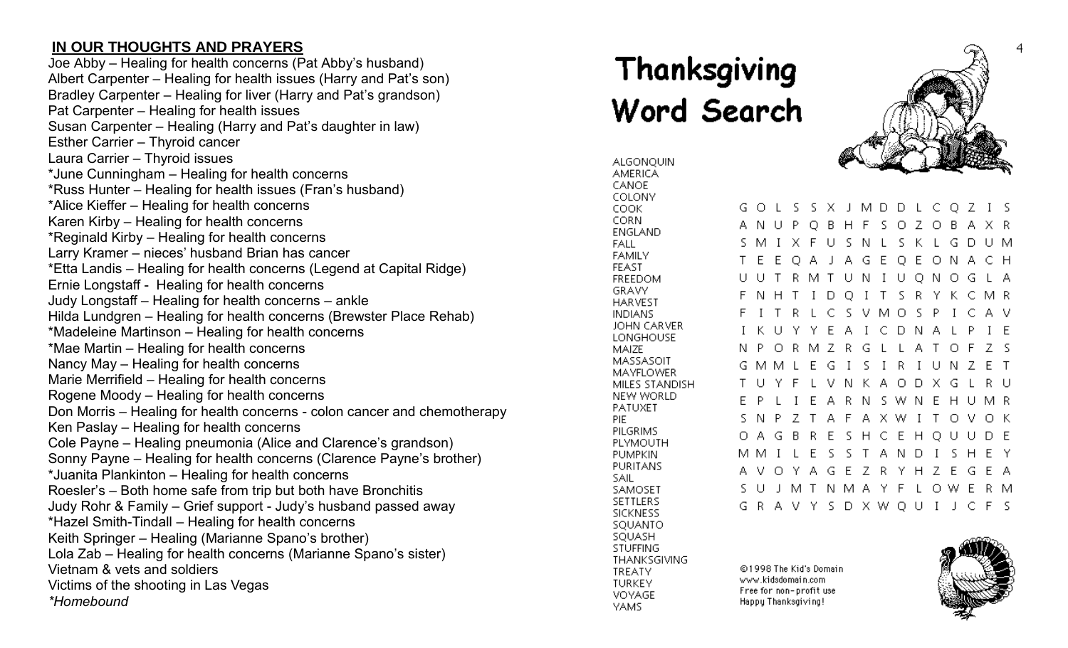## IN OUR THOUGHTS AND PRAYERS

Joe Abby – Healing for health concerns (Pat Abby's husband)
Albert Carpenter – Healing for health issues (Harry and Pat's son)
Bradley Carpenter – Healing for liver (Harry and Pat's grandson)
Pat Carpenter – Healing for health issues
Susan Carpenter – Healing (Harry and Pat's daughter in law)
Esther Carrier – Thyroid cancer
Laura Carrier – Thyroid issues
*June Cunningham – Healing for health concerns
*Russ Hunter – Healing for health issues (Fran's husband)
*Alice Kieffer – Healing for health concerns
Karen Kirby – Healing for health concerns
*Reginald Kirby – Healing for health concerns
Larry Kramer – nieces' husband Brian has cancer
*Etta Landis – Healing for health concerns (Legend at Capital Ridge)
Ernie Longstaff - Healing for health concerns
Judy Longstaff – Healing for health concerns – ankle
Hilda Lundgren – Healing for health concerns (Brewster Place Rehab)
*Madeleine Martinson – Healing for health concerns
*Mae Martin – Healing for health concerns
Nancy May – Healing for health concerns
Marie Merrifield – Healing for health concerns
Rogene Moody – Healing for health concerns
Don Morris – Healing for health concerns - colon cancer and chemotherapy
Ken Paslay – Healing for health concerns
Cole Payne – Healing pneumonia (Alice and Clarence's grandson)
Sonny Payne – Healing for health concerns (Clarence Payne's brother)
*Juanita Plankinton – Healing for health concerns
Roesler's – Both home safe from trip but both have Bronchitis
Judy Rohr & Family – Grief support - Judy's husband passed away
*Hazel Smith-Tindall – Healing for health concerns
Keith Springer – Healing (Marianne Spano's brother)
Lola Zab – Healing for health concerns (Marianne Spano's sister)
Vietnam & vets and soldiers
Victims of the shooting in Las Vegas
*Homebound*

# Thanksgiving Word Search

ALGONQUIN
AMERICA
CANOE
COLONY
COOK
CORN
ENGLAND
FALL
FAMILY
FEAST
FREEDOM
GRAVY
HARVEST
INDIANS
JOHN CARVER
LONGHOUSE
MAIZE
MASSASOIT
MAYFLOWER
MILES STANDISH
NEW WORLD
PATUXET
PIE
PILGRIMS
PLYMOUTH
PUMPKIN
PURITANS
SAIL
SAMOSET
SETTLERS
SICKNESS
SQUANTO
SQUASH
STUFFING
THANKSGIVING
TREATY
TURKEY
VOYAGE
YAMS

```
G O L S S X J M D D L C Q Z I S
A N U P Q B H F S O Z O B A X R
S M I X F U S N L S K L G D U M
T E E Q A J A G E Q E O N A C H
U U T R M T U N I U Q N O G L A
F N H T I D Q I T S R Y K C M R
F I T R L C S V M O S P I C A V
I K U Y Y E A I C D N A L P I E
N P O R M Z R G L L A T O F Z S
G M M L E G I S I R I U N Z E T
T U Y F L V N K A O D X G L R U
E P L I E A R N S W N E H U M R
S N P Z T A F A X W I T O V O K
O A G B R E S H C E H Q U U D E
M M I L E S S T A N D I S H E Y
A V O Y A G E Z R Y H Z E G E A
S U J M T N M A Y F L O W E R M
G R A V Y S D X W Q U I J C F S
```

©1998 The Kid's Domain
www.kidsdomain.com
Free for non-profit use
Happy Thanksgiving!